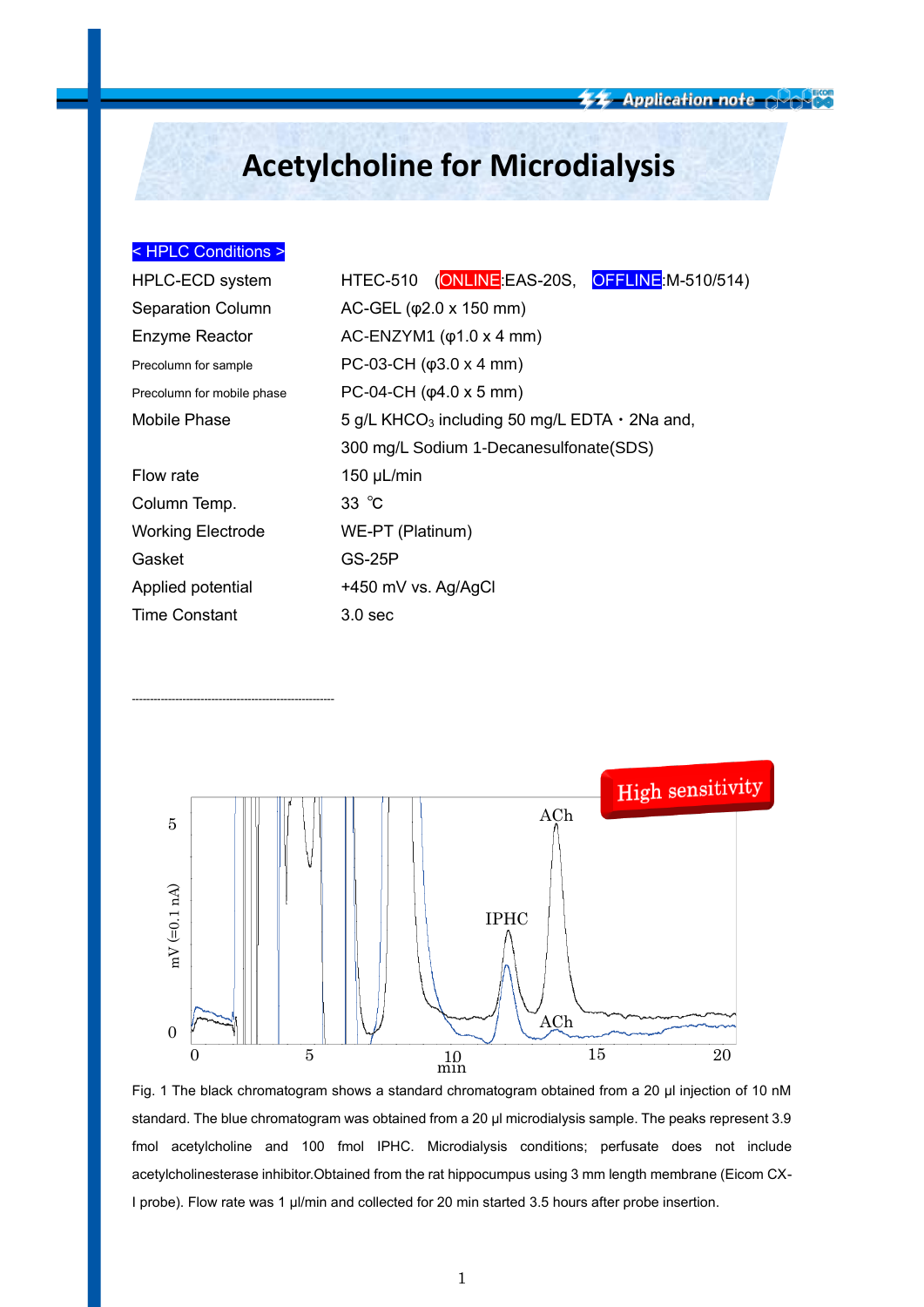# Acetylcholine for Microdialysis

**< HPLC Conditions >**

| | |
|---|---|
| HPLC-ECD system | HTEC-510 (ONLINE:EAS-20S, OFFLINE:M-510/514) |
| Separation Column | AC-GEL (φ2.0 x 150 mm) |
| Enzyme Reactor | AC-ENZYM1 (φ1.0 x 4 mm) |
| Precolumn for sample | PC-03-CH (φ3.0 x 4 mm) |
| Precolumn for mobile phase | PC-04-CH (φ4.0 x 5 mm) |
| Mobile Phase | 5 g/L $KHCO_3$ including 50 mg/L EDTA・2Na and, 300 mg/L Sodium 1-Decanesulfonate(SDS) |
| Flow rate | 150 µL/min |
| Column Temp. | 33 ℃ |
| Working Electrode | WE-PT (Platinum) |
| Gasket | GS-25P |
| Applied potential | +450 mV vs. Ag/AgCl |
| Time Constant | 3.0 sec |

---

High sensitivity

Fig. 1 The black chromatogram shows a standard chromatogram obtained from a 20 µl injection of 10 nM standard. The blue chromatogram was obtained from a 20 µl microdialysis sample. The peaks represent 3.9 fmol acetylcholine and 100 fmol IPHC. Microdialysis conditions; perfusate does not include acetylcholinesterase inhibitor.Obtained from the rat hippocumpus using 3 mm length membrane (Eicom CX-I probe). Flow rate was 1 µl/min and collected for 20 min started 3.5 hours after probe insertion.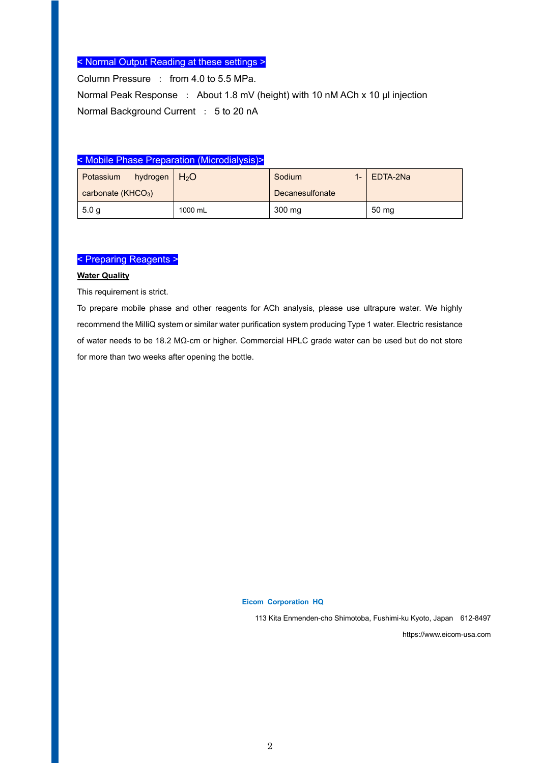## < Normal Output Reading at these settings >

Column Pressure : from 4.0 to 5.5 MPa.

Normal Peak Response : About 1.8 mV (height) with 10 nM ACh x 10 μl injection

Normal Background Current : 5 to 20 nA

## < Mobile Phase Preparation (Microdialysis)>

| Potassium hydrogen carbonate ($KHCO_3$) | $H_2O$ | Sodium 1-Decanesulfonate | EDTA-2Na |
|---|---|---|---|
| 5.0 g | 1000 mL | 300 mg | 50 mg |

## < Preparing Reagents >

**Water Quality**

This requirement is strict.

To prepare mobile phase and other reagents for ACh analysis, please use ultrapure water. We highly recommend the MilliQ system or similar water purification system producing Type 1 water. Electric resistance of water needs to be 18.2 MΩ-cm or higher. Commercial HPLC grade water can be used but do not store for more than two weeks after opening the bottle.

**Eicom Corporation HQ**

113 Kita Enmenden-cho Shimotoba, Fushimi-ku Kyoto, Japan 612-8497

https://www.eicom-usa.com